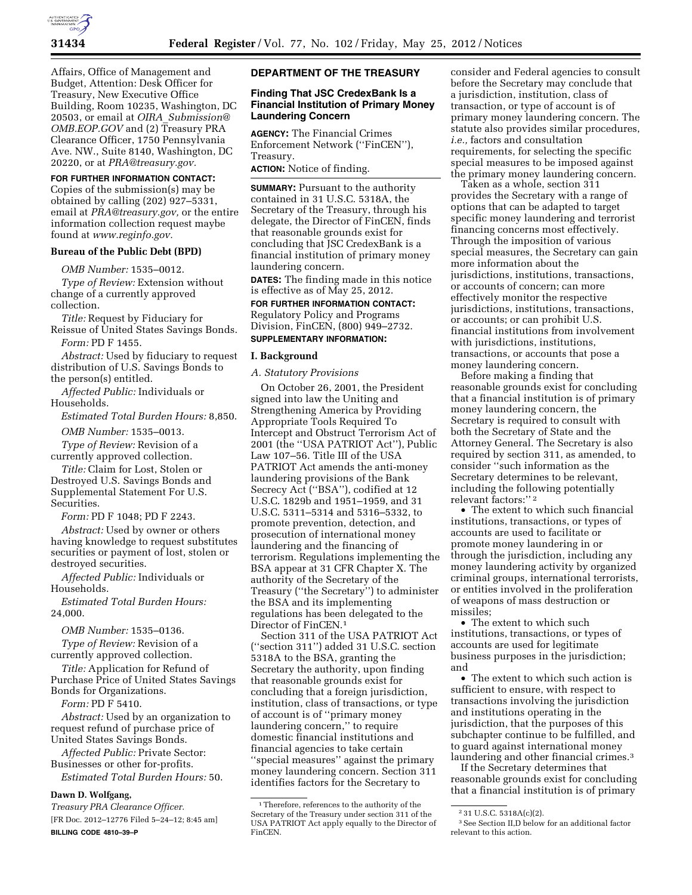Affairs, Office of Management and Budget, Attention: Desk Officer for Treasury, New Executive Office Building, Room 10235, Washington, DC 20503, or email at *OIRA_Submission@OMB.EOP.GOV* and (2) Treasury PRA Clearance Officer, 1750 Pennsylvania Ave. NW., Suite 8140, Washington, DC 20220, or at *PRA@treasury.gov.*

**FOR FURTHER INFORMATION CONTACT:** Copies of the submission(s) may be obtained by calling (202) 927–5331, email at *PRA@treasury.gov,* or the entire information collection request maybe found at *www.reginfo.gov.*

**Bureau of the Public Debt (BPD)**

*OMB Number:* 1535–0012.

*Type of Review:* Extension without change of a currently approved collection.

*Title:* Request by Fiduciary for Reissue of United States Savings Bonds.

*Form:* PD F 1455.

*Abstract:* Used by fiduciary to request distribution of U.S. Savings Bonds to the person(s) entitled.

*Affected Public:* Individuals or Households.

*Estimated Total Burden Hours:* 8,850.

*OMB Number:* 1535–0013.

*Type of Review:* Revision of a currently approved collection.

*Title:* Claim for Lost, Stolen or Destroyed U.S. Savings Bonds and Supplemental Statement For U.S. Securities.

*Form:* PD F 1048; PD F 2243.

*Abstract:* Used by owner or others having knowledge to request substitutes securities or payment of lost, stolen or destroyed securities.

*Affected Public:* Individuals or Households.

*Estimated Total Burden Hours:* 24,000.

*OMB Number:* 1535–0136.

*Type of Review:* Revision of a currently approved collection.

*Title:* Application for Refund of Purchase Price of United States Savings Bonds for Organizations.

*Form:* PD F 5410.

*Abstract:* Used by an organization to request refund of purchase price of United States Savings Bonds.

*Affected Public:* Private Sector: Businesses or other for-profits.

*Estimated Total Burden Hours:* 50.

**Dawn D. Wolfgang,**

*Treasury PRA Clearance Officer.*

[FR Doc. 2012–12776 Filed 5–24–12; 8:45 am]

**BILLING CODE 4810–39–P**

## DEPARTMENT OF THE TREASURY

### Finding That JSC CredexBank Is a Financial Institution of Primary Money Laundering Concern

**AGENCY:** The Financial Crimes Enforcement Network (''FinCEN''), Treasury.

**ACTION:** Notice of finding.

**SUMMARY:** Pursuant to the authority contained in 31 U.S.C. 5318A, the Secretary of the Treasury, through his delegate, the Director of FinCEN, finds that reasonable grounds exist for concluding that JSC CredexBank is a financial institution of primary money laundering concern.

**DATES:** The finding made in this notice is effective as of May 25, 2012.

**FOR FURTHER INFORMATION CONTACT:** Regulatory Policy and Programs Division, FinCEN, (800) 949–2732.

**SUPPLEMENTARY INFORMATION:**

## I. Background

### *A. Statutory Provisions*

On October 26, 2001, the President signed into law the Uniting and Strengthening America by Providing Appropriate Tools Required To Intercept and Obstruct Terrorism Act of 2001 (the ''USA PATRIOT Act''), Public Law 107–56. Title III of the USA PATRIOT Act amends the anti-money laundering provisions of the Bank Secrecy Act (''BSA''), codified at 12 U.S.C. 1829b and 1951–1959, and 31 U.S.C. 5311–5314 and 5316–5332, to promote prevention, detection, and prosecution of international money laundering and the financing of terrorism. Regulations implementing the BSA appear at 31 CFR Chapter X. The authority of the Secretary of the Treasury (''the Secretary'') to administer the BSA and its implementing regulations has been delegated to the Director of FinCEN.[1]

Section 311 of the USA PATRIOT Act (''section 311'') added 31 U.S.C. section 5318A to the BSA, granting the Secretary the authority, upon finding that reasonable grounds exist for concluding that a foreign jurisdiction, institution, class of transactions, or type of account is of ''primary money laundering concern,'' to require domestic financial institutions and financial agencies to take certain ''special measures'' against the primary money laundering concern. Section 311 identifies factors for the Secretary to consider and Federal agencies to consult before the Secretary may conclude that a jurisdiction, institution, class of transaction, or type of account is of primary money laundering concern. The statute also provides similar procedures, *i.e.,* factors and consultation requirements, for selecting the specific special measures to be imposed against the primary money laundering concern.

Taken as a whole, section 311 provides the Secretary with a range of options that can be adapted to target specific money laundering and terrorist financing concerns most effectively. Through the imposition of various special measures, the Secretary can gain more information about the jurisdictions, institutions, transactions, or accounts of concern; can more effectively monitor the respective jurisdictions, institutions, transactions, or accounts; or can prohibit U.S. financial institutions from involvement with jurisdictions, institutions, transactions, or accounts that pose a money laundering concern.

Before making a finding that reasonable grounds exist for concluding that a financial institution is of primary money laundering concern, the Secretary is required to consult with both the Secretary of State and the Attorney General. The Secretary is also required by section 311, as amended, to consider ''such information as the Secretary determines to be relevant, including the following potentially relevant factors:''[2]

- The extent to which such financial institutions, transactions, or types of accounts are used to facilitate or promote money laundering in or through the jurisdiction, including any money laundering activity by organized criminal groups, international terrorists, or entities involved in the proliferation of weapons of mass destruction or missiles;
- The extent to which such institutions, transactions, or types of accounts are used for legitimate business purposes in the jurisdiction; and
- The extent to which such action is sufficient to ensure, with respect to transactions involving the jurisdiction and institutions operating in the jurisdiction, that the purposes of this subchapter continue to be fulfilled, and to guard against international money laundering and other financial crimes.[3]

If the Secretary determines that reasonable grounds exist for concluding that a financial institution is of primary

[1] Therefore, references to the authority of the Secretary of the Treasury under section 311 of the USA PATRIOT Act apply equally to the Director of FinCEN.

[2] 31 U.S.C. 5318A(c)(2).

[3] See Section II,D below for an additional factor relevant to this action.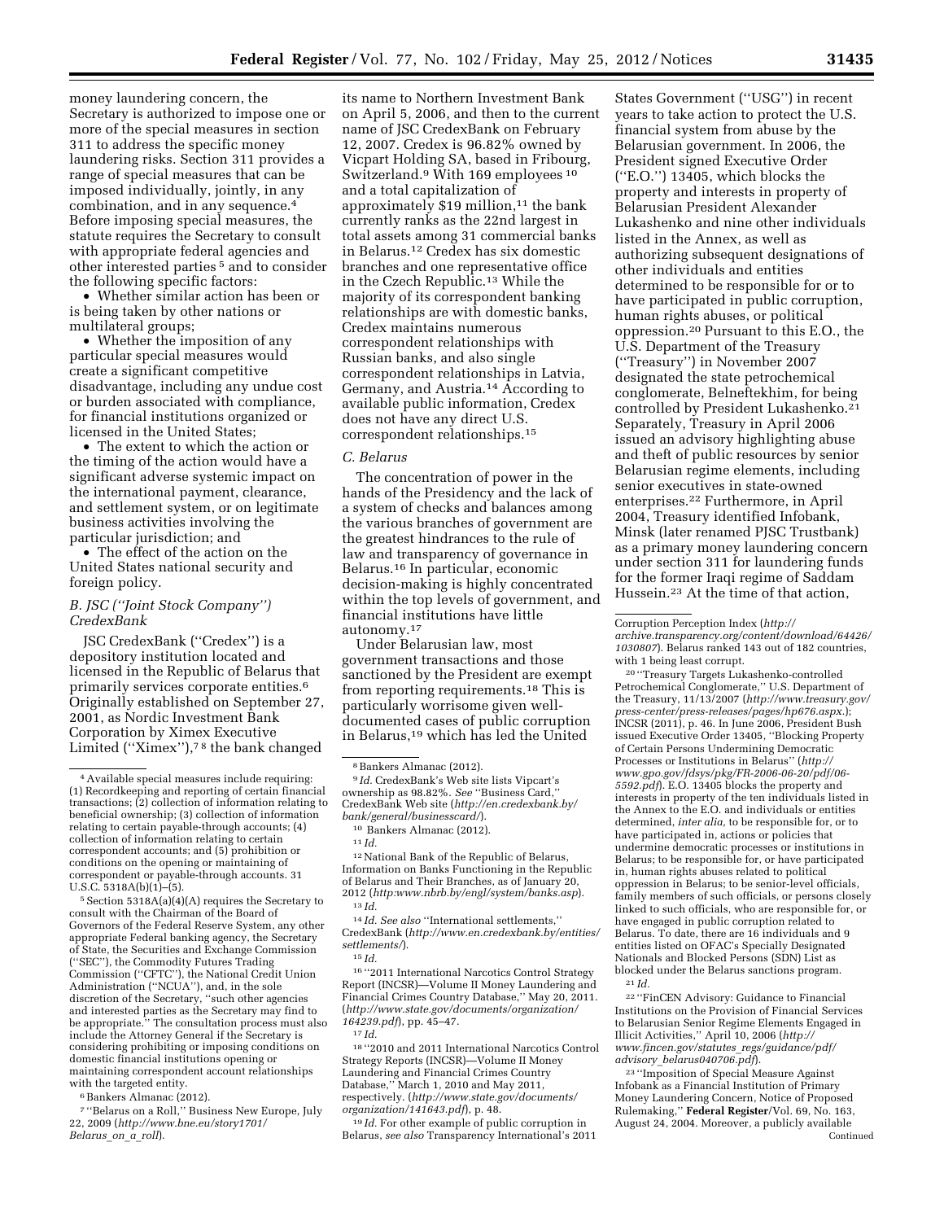money laundering concern, the Secretary is authorized to impose one or more of the special measures in section 311 to address the specific money laundering risks. Section 311 provides a range of special measures that can be imposed individually, jointly, in any combination, and in any sequence.[4] Before imposing special measures, the statute requires the Secretary to consult with appropriate federal agencies and other interested parties[5] and to consider the following specific factors:

- Whether similar action has been or is being taken by other nations or multilateral groups;
- Whether the imposition of any particular special measures would create a significant competitive disadvantage, including any undue cost or burden associated with compliance, for financial institutions organized or licensed in the United States;
- The extent to which the action or the timing of the action would have a significant adverse systemic impact on the international payment, clearance, and settlement system, or on legitimate business activities involving the particular jurisdiction; and
- The effect of the action on the United States national security and foreign policy.

### B. JSC (''Joint Stock Company'') CredexBank

JSC CredexBank (''Credex'') is a depository institution located and licensed in the Republic of Belarus that primarily services corporate entities.[6] Originally established on September 27, 2001, as Nordic Investment Bank Corporation by Ximex Executive Limited (''Ximex''),[7] [8] the bank changed its name to Northern Investment Bank on April 5, 2006, and then to the current name of JSC CredexBank on February 12, 2007. Credex is 96.82% owned by Vicpart Holding SA, based in Fribourg, Switzerland.[9] With 169 employees[10] and a total capitalization of approximately $19 million,[11] the bank currently ranks as the 22nd largest in total assets among 31 commercial banks in Belarus.[12] Credex has six domestic branches and one representative office in the Czech Republic.[13] While the majority of its correspondent banking relationships are with domestic banks, Credex maintains numerous correspondent relationships with Russian banks, and also single correspondent relationships in Latvia, Germany, and Austria.[14] According to available public information, Credex does not have any direct U.S. correspondent relationships.[15]

### C. Belarus

The concentration of power in the hands of the Presidency and the lack of a system of checks and balances among the various branches of government are the greatest hindrances to the rule of law and transparency of governance in Belarus.[16] In particular, economic decision-making is highly concentrated within the top levels of government, and financial institutions have little autonomy.[17]

Under Belarusian law, most government transactions and those sanctioned by the President are exempt from reporting requirements.[18] This is particularly worrisome given well-documented cases of public corruption in Belarus,[19] which has led the United States Government (''USG'') in recent years to take action to protect the U.S. financial system from abuse by the Belarusian government. In 2006, the President signed Executive Order (''E.O.'') 13405, which blocks the property and interests in property of Belarusian President Alexander Lukashenko and nine other individuals listed in the Annex, as well as authorizing subsequent designations of other individuals and entities determined to be responsible for or to have participated in public corruption, human rights abuses, or political oppression.[20] Pursuant to this E.O., the U.S. Department of the Treasury (''Treasury'') in November 2007 designated the state petrochemical conglomerate, Belneftekhim, for being controlled by President Lukashenko.[21] Separately, Treasury in April 2006 issued an advisory highlighting abuse and theft of public resources by senior Belarusian regime elements, including senior executives in state-owned enterprises.[22] Furthermore, in April 2004, Treasury identified Infobank, Minsk (later renamed PJSC Trustbank) as a primary money laundering concern under section 311 for laundering funds for the former Iraqi regime of Saddam Hussein.[23] At the time of that action,

---

[4] Available special measures include requiring: (1) Recordkeeping and reporting of certain financial transactions; (2) collection of information relating to beneficial ownership; (3) collection of information relating to certain payable-through accounts; (4) collection of information relating to certain correspondent accounts; and (5) prohibition or conditions on the opening or maintaining of correspondent or payable-through accounts. 31 U.S.C. 5318A(b)(1)–(5).

[5] Section 5318A(a)(4)(A) requires the Secretary to consult with the Chairman of the Board of Governors of the Federal Reserve System, any other appropriate Federal banking agency, the Secretary of State, the Securities and Exchange Commission (''SEC''), the Commodity Futures Trading Commission (''CFTC''), the National Credit Union Administration (''NCUA''), and, in the sole discretion of the Secretary, ''such other agencies and interested parties as the Secretary may find to be appropriate.'' The consultation process must also include the Attorney General if the Secretary is considering prohibiting or imposing conditions on domestic financial institutions opening or maintaining correspondent account relationships with the targeted entity.

[6] Bankers Almanac (2012).

[7] ''Belarus on a Roll,'' Business New Europe, July 22, 2009 (*http://www.bne.eu/story1701/Belarus_on_a_roll*).

[8] Bankers Almanac (2012).

[9] *Id.* CredexBank's Web site lists Vipcart's ownership as 98.82%. *See* ''Business Card,'' CredexBank Web site (*http://en.credexbank.by/bank/general/businesscard/*).

[10] Bankers Almanac (2012).

[11] *Id.*

[12] National Bank of the Republic of Belarus, Information on Banks Functioning in the Republic of Belarus and Their Branches, as of January 20, 2012 (*http:www.nbrb.by/engl/system/banks.asp*).

[13] *Id.*

[14] *Id. See also* ''International settlements,'' CredexBank (*http://www.en.credexbank.by/entities/settlements/*).

[15] *Id.*

[16] ''2011 International Narcotics Control Strategy Report (INCSR)—Volume II Money Laundering and Financial Crimes Country Database,'' May 20, 2011. (*http://www.state.gov/documents/organization/164239.pdf*), pp. 45–47.

[17] *Id.*

[18] ''2010 and 2011 International Narcotics Control Strategy Reports (INCSR)—Volume II Money Laundering and Financial Crimes Country Database,'' March 1, 2010 and May 2011, respectively. (*http://www.state.gov/documents/organization/141643.pdf*), p. 48.

[19] *Id.* For other example of public corruption in Belarus, *see also* Transparency International's 2011 Corruption Perception Index (*http://archive.transparency.org/content/download/64426/1030807*). Belarus ranked 143 out of 182 countries, with 1 being least corrupt.

[20] ''Treasury Targets Lukashenko-controlled Petrochemical Conglomerate,'' U.S. Department of the Treasury, 11/13/2007 (*http://www.treasury.gov/press-center/press-releases/pages/hp676.aspx.*); INCSR (2011), p. 46. In June 2006, President Bush issued Executive Order 13405, ''Blocking Property of Certain Persons Undermining Democratic Processes or Institutions in Belarus'' (*http://www.gpo.gov/fdsys/pkg/FR-2006-06-20/pdf/06-5592.pdf*). E.O. 13405 blocks the property and interests in property of the ten individuals listed in the Annex to the E.O. and individuals or entities determined, *inter alia,* to be responsible for, or to have participated in, actions or policies that undermine democratic processes or institutions in Belarus; to be responsible for, or have participated in, human rights abuses related to political oppression in Belarus; to be senior-level officials, family members of such officials, or persons closely linked to such officials, who are responsible for, or have engaged in public corruption related to Belarus. To date, there are 16 individuals and 9 entities listed on OFAC's Specially Designated Nationals and Blocked Persons (SDN) List as blocked under the Belarus sanctions program.

[21] *Id.*

[22] ''FinCEN Advisory: Guidance to Financial Institutions on the Provision of Financial Services to Belarusian Senior Regime Elements Engaged in Illicit Activities,'' April 10, 2006 (*http://www.fincen.gov/statutes_regs/guidance/pdf/advisory_belarus040706.pdf*).

[23] ''Imposition of Special Measure Against Infobank as a Financial Institution of Primary Money Laundering Concern, Notice of Proposed Rulemaking,'' **Federal Register**/Vol. 69, No. 163, August 24, 2004. Moreover, a publicly available

Continued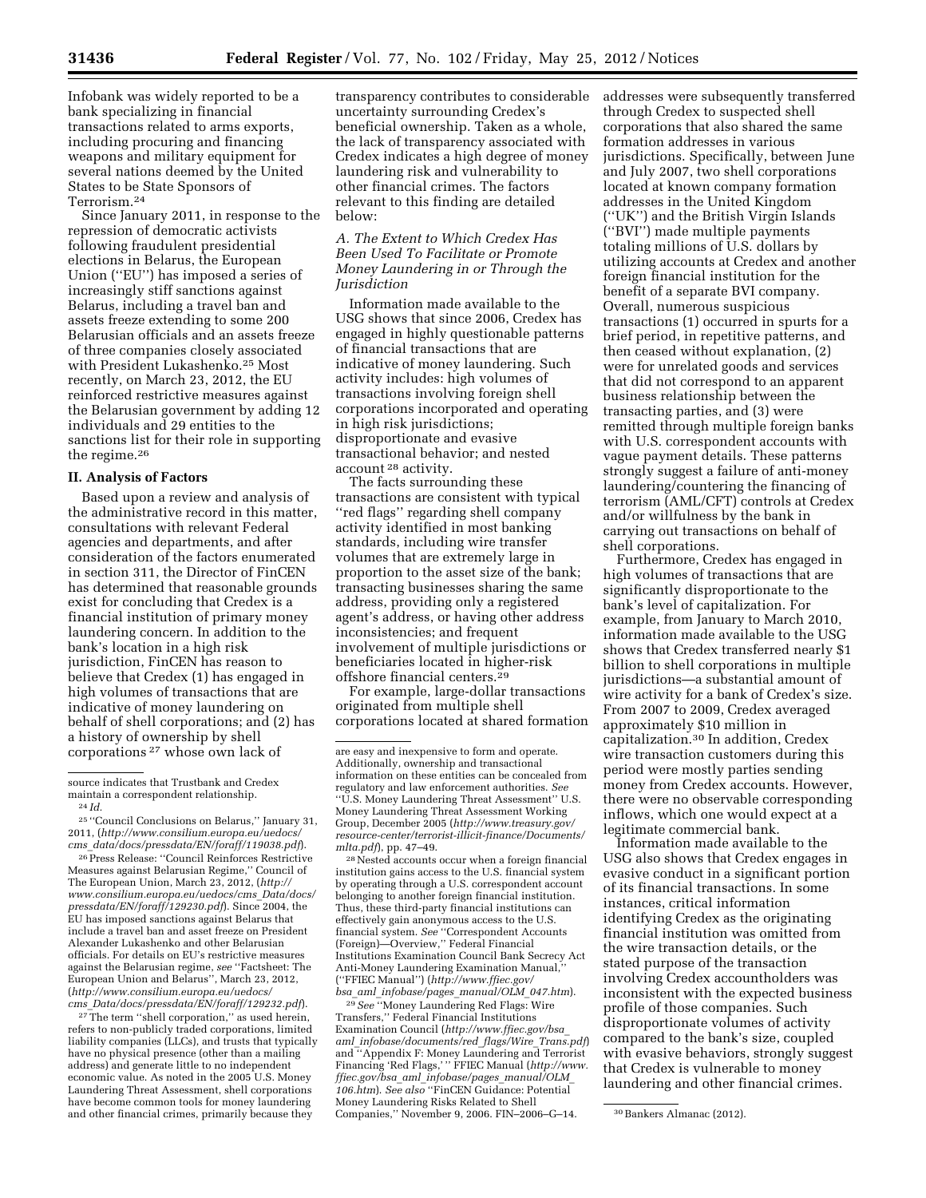Infobank was widely reported to be a bank specializing in financial transactions related to arms exports, including procuring and financing weapons and military equipment for several nations deemed by the United States to be State Sponsors of Terrorism.[24]

Since January 2011, in response to the repression of democratic activists following fraudulent presidential elections in Belarus, the European Union (''EU'') has imposed a series of increasingly stiff sanctions against Belarus, including a travel ban and assets freeze extending to some 200 Belarusian officials and an assets freeze of three companies closely associated with President Lukashenko.[25] Most recently, on March 23, 2012, the EU reinforced restrictive measures against the Belarusian government by adding 12 individuals and 29 entities to the sanctions list for their role in supporting the regime.[26]

## II. Analysis of Factors

Based upon a review and analysis of the administrative record in this matter, consultations with relevant Federal agencies and departments, and after consideration of the factors enumerated in section 311, the Director of FinCEN has determined that reasonable grounds exist for concluding that Credex is a financial institution of primary money laundering concern. In addition to the bank's location in a high risk jurisdiction, FinCEN has reason to believe that Credex (1) has engaged in high volumes of transactions that are indicative of money laundering on behalf of shell corporations; and (2) has a history of ownership by shell corporations[27] whose own lack of transparency contributes to considerable uncertainty surrounding Credex's beneficial ownership. Taken as a whole, the lack of transparency associated with Credex indicates a high degree of money laundering risk and vulnerability to other financial crimes. The factors relevant to this finding are detailed below:

### *A. The Extent to Which Credex Has Been Used To Facilitate or Promote Money Laundering in or Through the Jurisdiction*

Information made available to the USG shows that since 2006, Credex has engaged in highly questionable patterns of financial transactions that are indicative of money laundering. Such activity includes: high volumes of transactions involving foreign shell corporations incorporated and operating in high risk jurisdictions; disproportionate and evasive transactional behavior; and nested account[28] activity.

The facts surrounding these transactions are consistent with typical ''red flags'' regarding shell company activity identified in most banking standards, including wire transfer volumes that are extremely large in proportion to the asset size of the bank; transacting businesses sharing the same address, providing only a registered agent's address, or having other address inconsistencies; and frequent involvement of multiple jurisdictions or beneficiaries located in higher-risk offshore financial centers.[29]

For example, large-dollar transactions originated from multiple shell corporations located at shared formation addresses were subsequently transferred through Credex to suspected shell corporations that also shared the same formation addresses in various jurisdictions. Specifically, between June and July 2007, two shell corporations located at known company formation addresses in the United Kingdom (''UK'') and the British Virgin Islands (''BVI'') made multiple payments totaling millions of U.S. dollars by utilizing accounts at Credex and another foreign financial institution for the benefit of a separate BVI company. Overall, numerous suspicious transactions (1) occurred in spurts for a brief period, in repetitive patterns, and then ceased without explanation, (2) were for unrelated goods and services that did not correspond to an apparent business relationship between the transacting parties, and (3) were remitted through multiple foreign banks with U.S. correspondent accounts with vague payment details. These patterns strongly suggest a failure of anti-money laundering/countering the financing of terrorism (AML/CFT) controls at Credex and/or willfulness by the bank in carrying out transactions on behalf of shell corporations.

Furthermore, Credex has engaged in high volumes of transactions that are significantly disproportionate to the bank's level of capitalization. For example, from January to March 2010, information made available to the USG shows that Credex transferred nearly $1 billion to shell corporations in multiple jurisdictions—a substantial amount of wire activity for a bank of Credex's size. From 2007 to 2009, Credex averaged approximately $10 million in capitalization.[30] In addition, Credex wire transaction customers during this period were mostly parties sending money from Credex accounts. However, there were no observable corresponding inflows, which one would expect at a legitimate commercial bank.

Information made available to the USG also shows that Credex engages in evasive conduct in a significant portion of its financial transactions. In some instances, critical information identifying Credex as the originating financial institution was omitted from the wire transaction details, or the stated purpose of the transaction involving Credex accountholders was inconsistent with the expected business profile of those companies. Such disproportionate volumes of activity compared to the bank's size, coupled with evasive behaviors, strongly suggest that Credex is vulnerable to money laundering and other financial crimes.

---

source indicates that Trustbank and Credex maintain a correspondent relationship.

[24] *Id.*

[25] ''Council Conclusions on Belarus,'' January 31, 2011, (*http://www.consilium.europa.eu/uedocs/cms_data/docs/pressdata/EN/foraff/119038.pdf*).

[26] Press Release: ''Council Reinforces Restrictive Measures against Belarusian Regime,'' Council of The European Union, March 23, 2012, (*http://www.consilium.europa.eu/uedocs/cms_Data/docs/pressdata/EN/foraff/129230.pdf*). Since 2004, the EU has imposed sanctions against Belarus that include a travel ban and asset freeze on President Alexander Lukashenko and other Belarusian officials. For details on EU's restrictive measures against the Belarusian regime, *see* ''Factsheet: The European Union and Belarus'', March 23, 2012, (*http://www.consilium.europa.eu/uedocs/cms_Data/docs/pressdata/EN/foraff/129232.pdf*).

[27] The term ''shell corporation,'' as used herein, refers to non-publicly traded corporations, limited liability companies (LLCs), and trusts that typically have no physical presence (other than a mailing address) and generate little to no independent economic value. As noted in the 2005 U.S. Money Laundering Threat Assessment, shell corporations have become common tools for money laundering and other financial crimes, primarily because they are easy and inexpensive to form and operate. Additionally, ownership and transactional information on these entities can be concealed from regulatory and law enforcement authorities. *See* ''U.S. Money Laundering Threat Assessment'' U.S. Money Laundering Threat Assessment Working Group, December 2005 (*http://www.treasury.gov/resource-center/terrorist-illicit-finance/Documents/mlta.pdf*), pp. 47–49.

[28] Nested accounts occur when a foreign financial institution gains access to the U.S. financial system by operating through a U.S. correspondent account belonging to another foreign financial institution. Thus, these third-party financial institutions can effectively gain anonymous access to the U.S. financial system. *See* ''Correspondent Accounts (Foreign)—Overview,'' Federal Financial Institutions Examination Council Bank Secrecy Act Anti-Money Laundering Examination Manual,'' (''FFIEC Manual'') (*http://www.ffiec.gov/bsa_aml_infobase/pages_manual/OLM_047.htm*).

[29] *See* ''Money Laundering Red Flags: Wire Transfers,'' Federal Financial Institutions Examination Council (*http://www.ffiec.gov/bsa_aml_infobase/documents/red_flags/Wire_Trans.pdf*) and ''Appendix F: Money Laundering and Terrorist Financing 'Red Flags,' '' FFIEC Manual (*http://www.ffiec.gov/bsa_aml_infobase/pages_manual/OLM_106.htm*). *See also* ''FinCEN Guidance: Potential Money Laundering Risks Related to Shell Companies,'' November 9, 2006. FIN–2006–G–14.

[30] Bankers Almanac (2012).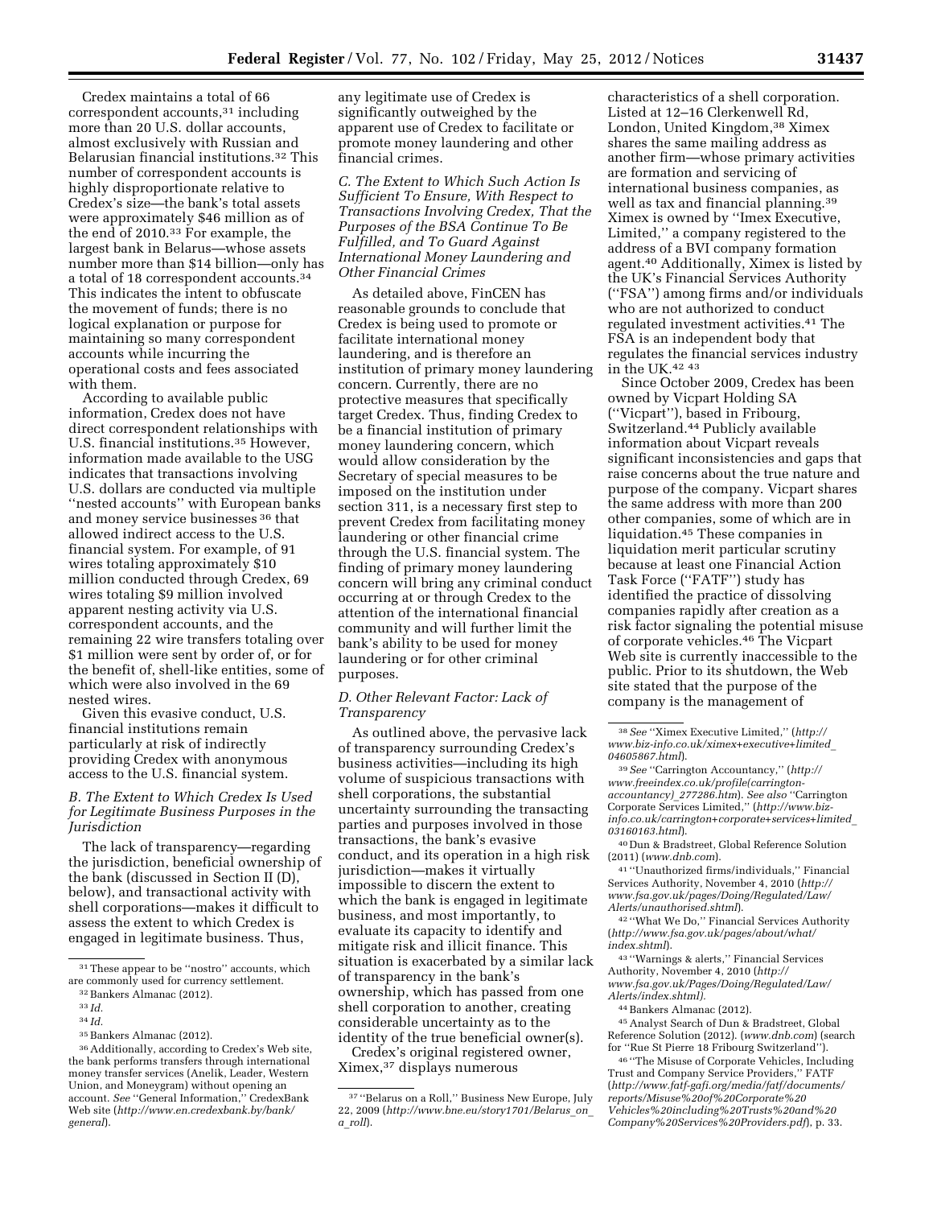Credex maintains a total of 66 correspondent accounts,[31] including more than 20 U.S. dollar accounts, almost exclusively with Russian and Belarusian financial institutions.[32] This number of correspondent accounts is highly disproportionate relative to Credex's size—the bank's total assets were approximately $46 million as of the end of 2010.[33] For example, the largest bank in Belarus—whose assets number more than $14 billion—only has a total of 18 correspondent accounts.[34] This indicates the intent to obfuscate the movement of funds; there is no logical explanation or purpose for maintaining so many correspondent accounts while incurring the operational costs and fees associated with them.

According to available public information, Credex does not have direct correspondent relationships with U.S. financial institutions.[35] However, information made available to the USG indicates that transactions involving U.S. dollars are conducted via multiple ''nested accounts'' with European banks and money service businesses[36] that allowed indirect access to the U.S. financial system. For example, of 91 wires totaling approximately $10 million conducted through Credex, 69 wires totaling $9 million involved apparent nesting activity via U.S. correspondent accounts, and the remaining 22 wire transfers totaling over $1 million were sent by order of, or for the benefit of, shell-like entities, some of which were also involved in the 69 nested wires.

Given this evasive conduct, U.S. financial institutions remain particularly at risk of indirectly providing Credex with anonymous access to the U.S. financial system.

### *B. The Extent to Which Credex Is Used for Legitimate Business Purposes in the Jurisdiction*

The lack of transparency—regarding the jurisdiction, beneficial ownership of the bank (discussed in Section II (D), below), and transactional activity with shell corporations—makes it difficult to assess the extent to which Credex is engaged in legitimate business. Thus, any legitimate use of Credex is significantly outweighed by the apparent use of Credex to facilitate or promote money laundering and other financial crimes.

### *C. The Extent to Which Such Action Is Sufficient To Ensure, With Respect to Transactions Involving Credex, That the Purposes of the BSA Continue To Be Fulfilled, and To Guard Against International Money Laundering and Other Financial Crimes*

As detailed above, FinCEN has reasonable grounds to conclude that Credex is being used to promote or facilitate international money laundering, and is therefore an institution of primary money laundering concern. Currently, there are no protective measures that specifically target Credex. Thus, finding Credex to be a financial institution of primary money laundering concern, which would allow consideration by the Secretary of special measures to be imposed on the institution under section 311, is a necessary first step to prevent Credex from facilitating money laundering or other financial crime through the U.S. financial system. The finding of primary money laundering concern will bring any criminal conduct occurring at or through Credex to the attention of the international financial community and will further limit the bank's ability to be used for money laundering or for other criminal purposes.

### *D. Other Relevant Factor: Lack of Transparency*

As outlined above, the pervasive lack of transparency surrounding Credex's business activities—including its high volume of suspicious transactions with shell corporations, the substantial uncertainty surrounding the transacting parties and purposes involved in those transactions, the bank's evasive conduct, and its operation in a high risk jurisdiction—makes it virtually impossible to discern the extent to which the bank is engaged in legitimate business, and most importantly, to evaluate its capacity to identify and mitigate risk and illicit finance. This situation is exacerbated by a similar lack of transparency in the bank's ownership, which has passed from one shell corporation to another, creating considerable uncertainty as to the identity of the true beneficial owner(s).

Credex's original registered owner, Ximex,[37] displays numerous characteristics of a shell corporation. Listed at 12–16 Clerkenwell Rd, London, United Kingdom,[38] Ximex shares the same mailing address as another firm—whose primary activities are formation and servicing of international business companies, as well as tax and financial planning.[39] Ximex is owned by ''Imex Executive, Limited,'' a company registered to the address of a BVI company formation agent.[40] Additionally, Ximex is listed by the UK's Financial Services Authority (''FSA'') among firms and/or individuals who are not authorized to conduct regulated investment activities.[41] The FSA is an independent body that regulates the financial services industry in the UK.[42] [43]

Since October 2009, Credex has been owned by Vicpart Holding SA (''Vicpart''), based in Fribourg, Switzerland.[44] Publicly available information about Vicpart reveals significant inconsistencies and gaps that raise concerns about the true nature and purpose of the company. Vicpart shares the same address with more than 200 other companies, some of which are in liquidation.[45] These companies in liquidation merit particular scrutiny because at least one Financial Action Task Force (''FATF'') study has identified the practice of dissolving companies rapidly after creation as a risk factor signaling the potential misuse of corporate vehicles.[46] The Vicpart Web site is currently inaccessible to the public. Prior to its shutdown, the Web site stated that the purpose of the company is the management of

---

[31] These appear to be ''nostro'' accounts, which are commonly used for currency settlement.

[32] Bankers Almanac (2012).

[33] *Id.*

[34] *Id.*

[35] Bankers Almanac (2012).

[36] Additionally, according to Credex's Web site, the bank performs transfers through international money transfer services (Anelik, Leader, Western Union, and Moneygram) without opening an account. *See* ''General Information,'' CredexBank Web site (*http://www.en.credexbank.by/bank/general*).

[37] ''Belarus on a Roll,'' Business New Europe, July 22, 2009 (*http://www.bne.eu/story1701/Belarus_on_a_roll*).

[38] *See* ''Ximex Executive Limited,'' (*http://www.biz-info.co.uk/ximex+executive+limited_04605867.html*).

[39] *See* ''Carrington Accountancy,'' (*http://www.freeindex.co.uk/profile(carrington-accountancy)_277286.htm*). *See also* ''Carrington Corporate Services Limited,'' (*http://www.biz-info.co.uk/carrington+corporate+services+limited_03160163.html*).

[40] Dun & Bradstreet, Global Reference Solution (2011) (*www.dnb.com*).

[41] ''Unauthorized firms/individuals,'' Financial Services Authority, November 4, 2010 (*http://www.fsa.gov.uk/pages/Doing/Regulated/Law/Alerts/unauthorised.shtml*).

[42] ''What We Do,'' Financial Services Authority (*http://www.fsa.gov.uk/pages/about/what/index.shtml*).

[43] ''Warnings & alerts,'' Financial Services Authority, November 4, 2010 (*http://www.fsa.gov.uk/Pages/Doing/Regulated/Law/Alerts/index.shtml*).

[44] Bankers Almanac (2012).

[45] Analyst Search of Dun & Bradstreet, Global Reference Solution (2012). (*www.dnb.com*) (search for ''Rue St Pierre 18 Fribourg Switzerland'').

[46] ''The Misuse of Corporate Vehicles, Including Trust and Company Service Providers,'' FATF (*http://www.fatf-gafi.org/media/fatf/documents/reports/Misuse%20of%20Corporate%20Vehicles%20including%20Trusts%20and%20Company%20Services%20Providers.pdf*), p. 33.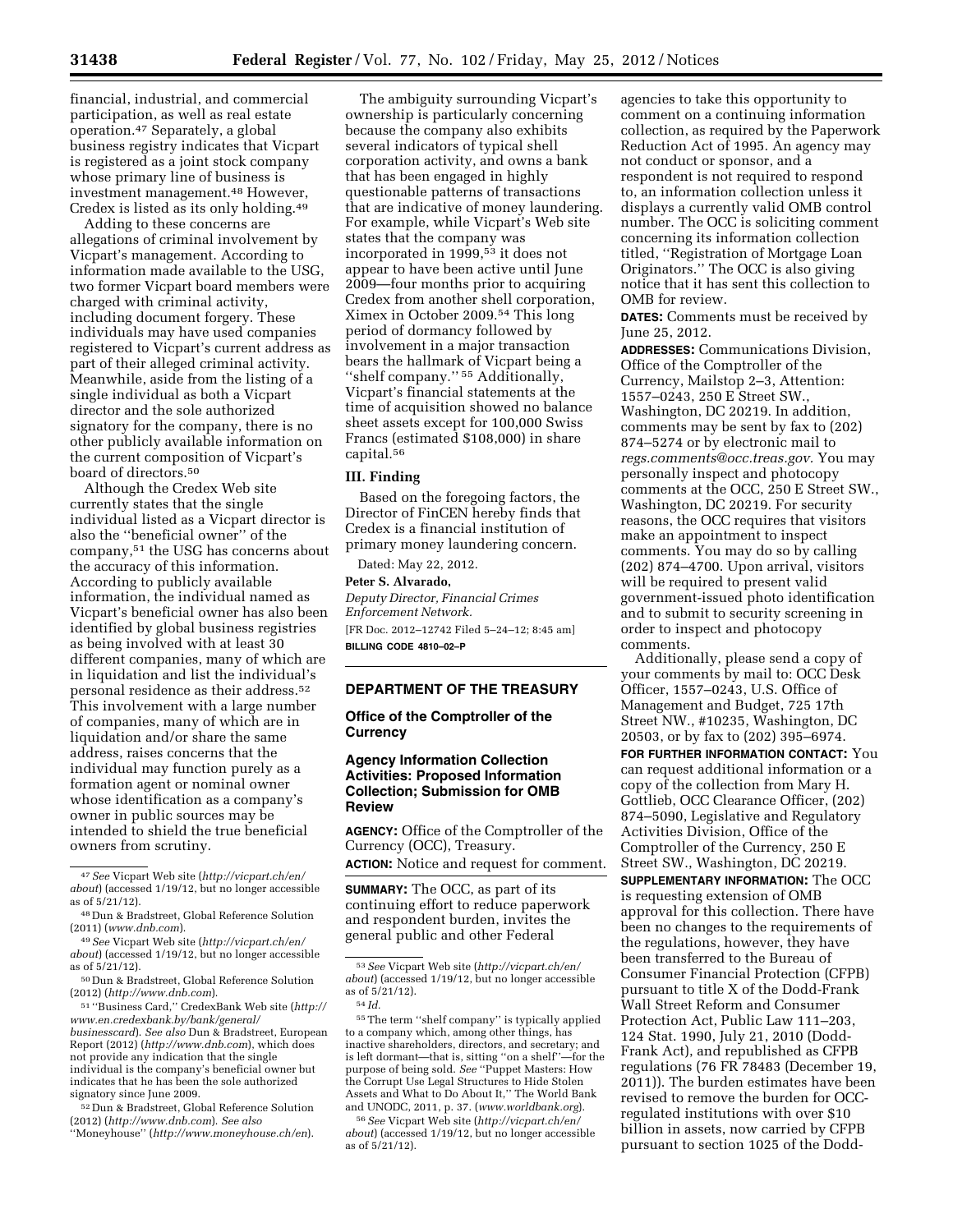financial, industrial, and commercial participation, as well as real estate operation.[47] Separately, a global business registry indicates that Vicpart is registered as a joint stock company whose primary line of business is investment management.[48] However, Credex is listed as its only holding.[49]

Adding to these concerns are allegations of criminal involvement by Vicpart's management. According to information made available to the USG, two former Vicpart board members were charged with criminal activity, including document forgery. These individuals may have used companies registered to Vicpart's current address as part of their alleged criminal activity. Meanwhile, aside from the listing of a single individual as both a Vicpart director and the sole authorized signatory for the company, there is no other publicly available information on the current composition of Vicpart's board of directors.[50]

Although the Credex Web site currently states that the single individual listed as a Vicpart director is also the ''beneficial owner'' of the company,[51] the USG has concerns about the accuracy of this information. According to publicly available information, the individual named as Vicpart's beneficial owner has also been identified by global business registries as being involved with at least 30 different companies, many of which are in liquidation and list the individual's personal residence as their address.[52] This involvement with a large number of companies, many of which are in liquidation and/or share the same address, raises concerns that the individual may function purely as a formation agent or nominal owner whose identification as a company's owner in public sources may be intended to shield the true beneficial owners from scrutiny.

The ambiguity surrounding Vicpart's ownership is particularly concerning because the company also exhibits several indicators of typical shell corporation activity, and owns a bank that has been engaged in highly questionable patterns of transactions that are indicative of money laundering. For example, while Vicpart's Web site states that the company was incorporated in 1999,[53] it does not appear to have been active until June 2009—four months prior to acquiring Credex from another shell corporation, Ximex in October 2009.[54] This long period of dormancy followed by involvement in a major transaction bears the hallmark of Vicpart being a ''shelf company.''[55] Additionally, Vicpart's financial statements at the time of acquisition showed no balance sheet assets except for 100,000 Swiss Francs (estimated $108,000) in share capital.[56]

## III. Finding

Based on the foregoing factors, the Director of FinCEN hereby finds that Credex is a financial institution of primary money laundering concern.

Dated: May 22, 2012.

**Peter S. Alvarado,**

*Deputy Director, Financial Crimes Enforcement Network.*

[FR Doc. 2012–12742 Filed 5–24–12; 8:45 am]

**BILLING CODE 4810–02–P**

[47] *See* Vicpart Web site (*http://vicpart.ch/en/about*) (accessed 1/19/12, but no longer accessible as of 5/21/12).

[48] Dun & Bradstreet, Global Reference Solution (2011) (*www.dnb.com*).

[49] *See* Vicpart Web site (*http://vicpart.ch/en/about*) (accessed 1/19/12, but no longer accessible as of 5/21/12).

[50] Dun & Bradstreet, Global Reference Solution (2012) (*http://www.dnb.com*).

[51] ''Business Card,'' CredexBank Web site (*http://www.en.credexbank.by/bank/general/businesscard*). *See also* Dun & Bradstreet, European Report (2012) (*http://www.dnb.com*), which does not provide any indication that the single individual is the company's beneficial owner but indicates that he has been the sole authorized signatory since June 2009.

[52] Dun & Bradstreet, Global Reference Solution (2012) (*http://www.dnb.com*). *See also* ''Moneyhouse'' (*http://www.moneyhouse.ch/en*).

[53] *See* Vicpart Web site (*http://vicpart.ch/en/about*) (accessed 1/19/12, but no longer accessible as of 5/21/12).

[54] *Id.*

[55] The term ''shelf company'' is typically applied to a company which, among other things, has inactive shareholders, directors, and secretary; and is left dormant—that is, sitting ''on a shelf''—for the purpose of being sold. *See* ''Puppet Masters: How the Corrupt Use Legal Structures to Hide Stolen Assets and What to Do About It,'' The World Bank and UNODC, 2011, p. 37. (*www.worldbank.org*).

[56] *See* Vicpart Web site (*http://vicpart.ch/en/about*) (accessed 1/19/12, but no longer accessible as of 5/21/12).

# DEPARTMENT OF THE TREASURY

## Office of the Comptroller of the Currency

## Agency Information Collection Activities: Proposed Information Collection; Submission for OMB Review

**AGENCY:** Office of the Comptroller of the Currency (OCC), Treasury.

**ACTION:** Notice and request for comment.

**SUMMARY:** The OCC, as part of its continuing effort to reduce paperwork and respondent burden, invites the general public and other Federal agencies to take this opportunity to comment on a continuing information collection, as required by the Paperwork Reduction Act of 1995. An agency may not conduct or sponsor, and a respondent is not required to respond to, an information collection unless it displays a currently valid OMB control number. The OCC is soliciting comment concerning its information collection titled, ''Registration of Mortgage Loan Originators.'' The OCC is also giving notice that it has sent this collection to OMB for review.

**DATES:** Comments must be received by June 25, 2012.

**ADDRESSES:** Communications Division, Office of the Comptroller of the Currency, Mailstop 2–3, Attention: 1557–0243, 250 E Street SW., Washington, DC 20219. In addition, comments may be sent by fax to (202) 874–5274 or by electronic mail to *regs.comments@occ.treas.gov*. You may personally inspect and photocopy comments at the OCC, 250 E Street SW., Washington, DC 20219. For security reasons, the OCC requires that visitors make an appointment to inspect comments. You may do so by calling (202) 874–4700. Upon arrival, visitors will be required to present valid government-issued photo identification and to submit to security screening in order to inspect and photocopy comments.

Additionally, please send a copy of your comments by mail to: OCC Desk Officer, 1557–0243, U.S. Office of Management and Budget, 725 17th Street NW., #10235, Washington, DC 20503, or by fax to (202) 395–6974.

**FOR FURTHER INFORMATION CONTACT:** You can request additional information or a copy of the collection from Mary H. Gottlieb, OCC Clearance Officer, (202) 874–5090, Legislative and Regulatory Activities Division, Office of the Comptroller of the Currency, 250 E Street SW., Washington, DC 20219.

**SUPPLEMENTARY INFORMATION:** The OCC is requesting extension of OMB approval for this collection. There have been no changes to the requirements of the regulations, however, they have been transferred to the Bureau of Consumer Financial Protection (CFPB) pursuant to title X of the Dodd-Frank Wall Street Reform and Consumer Protection Act, Public Law 111–203, 124 Stat. 1990, July 21, 2010 (Dodd-Frank Act), and republished as CFPB regulations (76 FR 78483 (December 19, 2011)). The burden estimates have been revised to remove the burden for OCC-regulated institutions with over $10 billion in assets, now carried by CFPB pursuant to section 1025 of the Dodd-